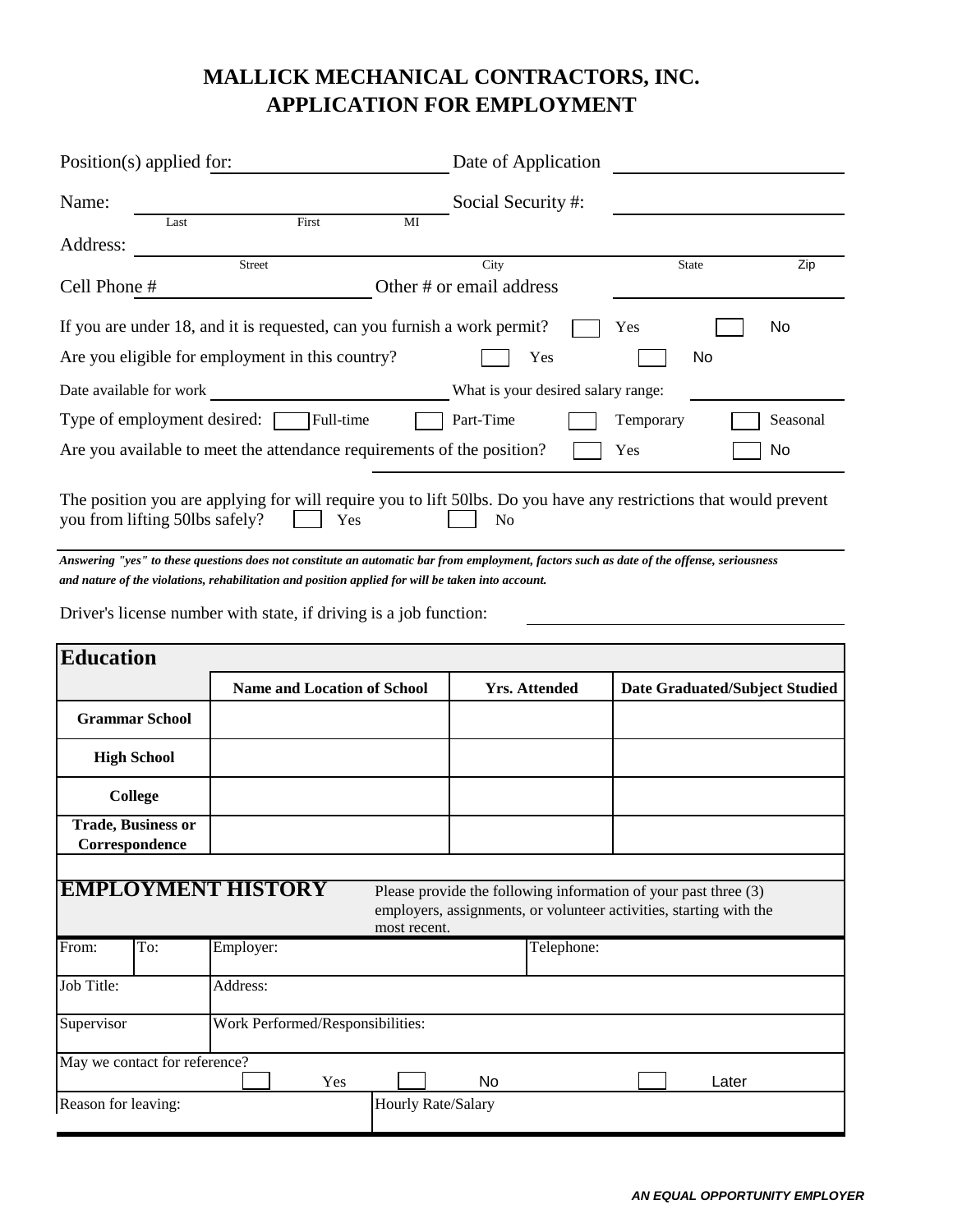# MALLICK MECHANICAL CONTRACTORS, INC.
# APPLICATION FOR EMPLOYMENT

Position(s) applied for: ______________________ Date of Application ______________________

Name: ______________________ Social Security #: ______________________
Last First MI

Address: ______________________________________________
Street City State Zip

Cell Phone # ______________________ Other # or email address ______________________

If you are under 18, and it is requested, can you furnish a work permit? ☐ Yes ☐ No

Are you eligible for employment in this country? ☐ Yes ☐ No

Date available for work ______________________ What is your desired salary range: ______________________

Type of employment desired: ☐ Full-time ☐ Part-Time ☐ Temporary ☐ Seasonal

Are you available to meet the attendance requirements of the position? ☐ Yes ☐ No

The position you are applying for will require you to lift 50lbs. Do you have any restrictions that would prevent you from lifting 50lbs safely? ☐ Yes ☐ No

***Answering "yes" to these questions does not constitute an automatic bar from employment, factors such as date of the offense, seriousness and nature of the violations, rehabilitation and position applied for will be taken into account.***

Driver's license number with state, if driving is a job function: ______________________

## Education

| | Name and Location of School | Yrs. Attended | Date Graduated/Subject Studied |
|---|---|---|---|
| **Grammar School** | | | |
| **High School** | | | |
| **College** | | | |
| **Trade, Business or Correspondence** | | | |

## EMPLOYMENT HISTORY

Please provide the following information of your past three (3) employers, assignments, or volunteer activities, starting with the most recent.

| From: | To: | Employer: | Telephone: |
|---|---|---|---|
| Job Title: | | Address: | |
| Supervisor | | Work Performed/Responsibilities: | |
| May we contact for reference? ☐ Yes ☐ No ☐ Later | | | |
| Reason for leaving: | | Hourly Rate/Salary | |

***AN EQUAL OPPORTUNITY EMPLOYER***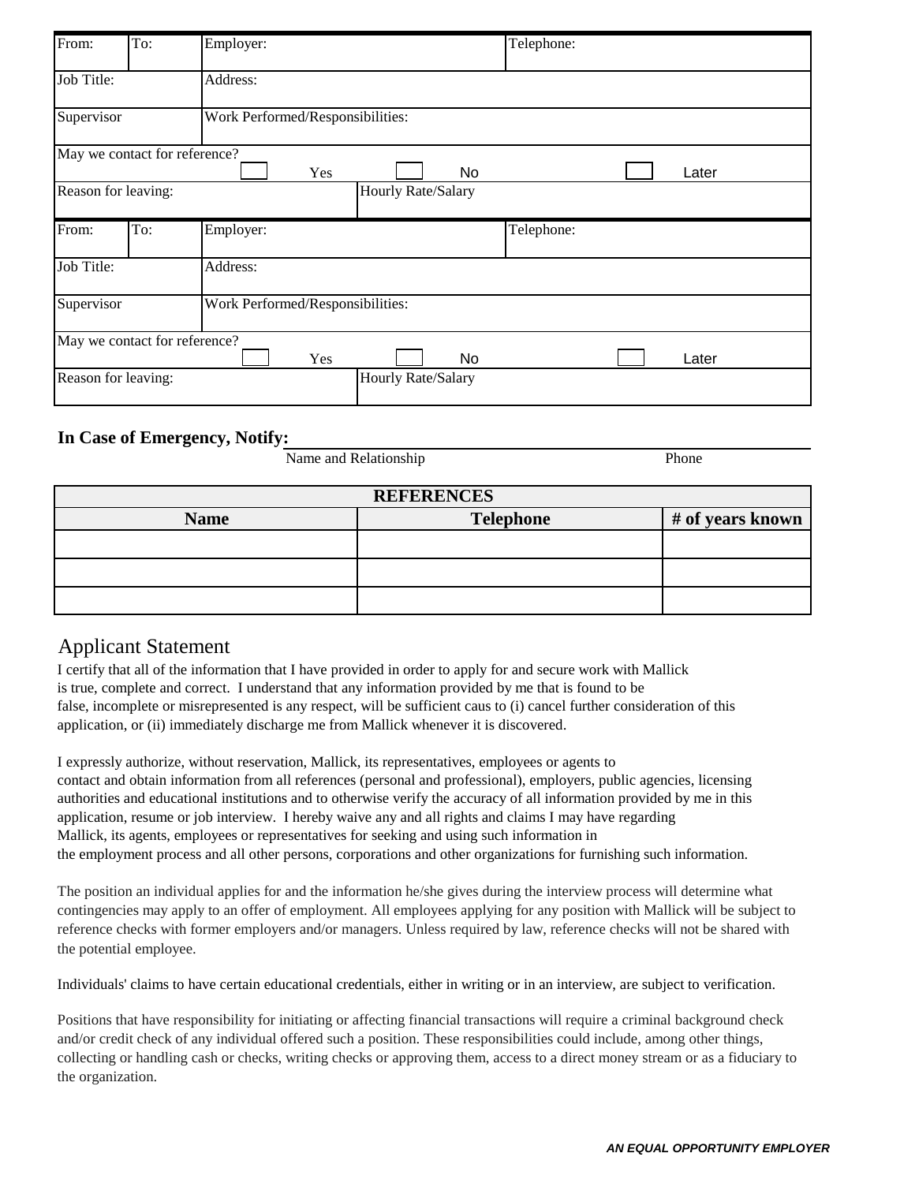| | | | | |
|---|---|---|---|---|
| From: | To: | Employer: | | Telephone: |
| Job Title: | | Address: | | |
| Supervisor | | Work Performed/Responsibilities: | | |
| May we contact for reference? ☐ Yes ☐ No ☐ Later | | | | |
| Reason for leaving: | | | Hourly Rate/Salary | |

| | | | | |
|---|---|---|---|---|
| From: | To: | Employer: | | Telephone: |
| Job Title: | | Address: | | |
| Supervisor | | Work Performed/Responsibilities: | | |
| May we contact for reference? ☐ Yes ☐ No ☐ Later | | | | |
| Reason for leaving: | | | Hourly Rate/Salary | |

**In Case of Emergency, Notify:** ______________________________

Name and Relationship　　　　　　　　　　Phone

| REFERENCES | | |
|---|---|---|
| **Name** | **Telephone** | **# of years known** |
| | | |
| | | |
| | | |

## Applicant Statement

I certify that all of the information that I have provided in order to apply for and secure work with Mallick is true, complete and correct. I understand that any information provided by me that is found to be false, incomplete or misrepresented is any respect, will be sufficient caus to (i) cancel further consideration of this application, or (ii) immediately discharge me from Mallick whenever it is discovered.

I expressly authorize, without reservation, Mallick, its representatives, employees or agents to contact and obtain information from all references (personal and professional), employers, public agencies, licensing authorities and educational institutions and to otherwise verify the accuracy of all information provided by me in this application, resume or job interview. I hereby waive any and all rights and claims I may have regarding Mallick, its agents, employees or representatives for seeking and using such information in the employment process and all other persons, corporations and other organizations for furnishing such information.

The position an individual applies for and the information he/she gives during the interview process will determine what contingencies may apply to an offer of employment. All employees applying for any position with Mallick will be subject to reference checks with former employers and/or managers. Unless required by law, reference checks will not be shared with the potential employee.

Individuals' claims to have certain educational credentials, either in writing or in an interview, are subject to verification.

Positions that have responsibility for initiating or affecting financial transactions will require a criminal background check and/or credit check of any individual offered such a position. These responsibilities could include, among other things, collecting or handling cash or checks, writing checks or approving them, access to a direct money stream or as a fiduciary to the organization.

***AN EQUAL OPPORTUNITY EMPLOYER***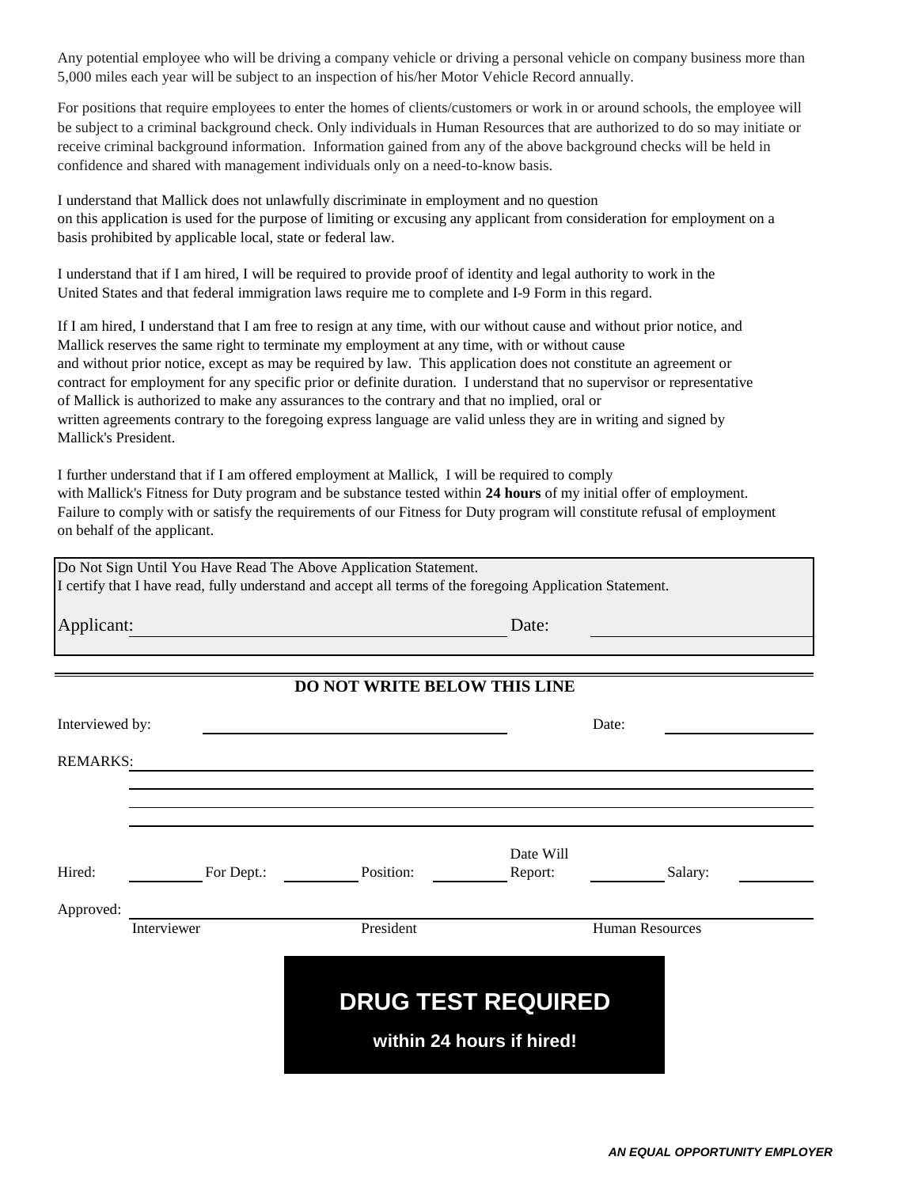Any potential employee who will be driving a company vehicle or driving a personal vehicle on company business more than 5,000 miles each year will be subject to an inspection of his/her Motor Vehicle Record annually.

For positions that require employees to enter the homes of clients/customers or work in or around schools, the employee will be subject to a criminal background check. Only individuals in Human Resources that are authorized to do so may initiate or receive criminal background information. Information gained from any of the above background checks will be held in confidence and shared with management individuals only on a need-to-know basis.

I understand that Mallick does not unlawfully discriminate in employment and no question on this application is used for the purpose of limiting or excusing any applicant from consideration for employment on a basis prohibited by applicable local, state or federal law.

I understand that if I am hired, I will be required to provide proof of identity and legal authority to work in the United States and that federal immigration laws require me to complete and I-9 Form in this regard.

If I am hired, I understand that I am free to resign at any time, with our without cause and without prior notice, and Mallick reserves the same right to terminate my employment at any time, with or without cause and without prior notice, except as may be required by law. This application does not constitute an agreement or contract for employment for any specific prior or definite duration. I understand that no supervisor or representative of Mallick is authorized to make any assurances to the contrary and that no implied, oral or written agreements contrary to the foregoing express language are valid unless they are in writing and signed by Mallick's President.

I further understand that if I am offered employment at Mallick, I will be required to comply with Mallick's Fitness for Duty program and be substance tested within **24 hours** of my initial offer of employment. Failure to comply with or satisfy the requirements of our Fitness for Duty program will constitute refusal of employment on behalf of the applicant.

Do Not Sign Until You Have Read The Above Application Statement.
I certify that I have read, fully understand and accept all terms of the foregoing Application Statement.

Applicant: ______________________________ Date: ______________

**DO NOT WRITE BELOW THIS LINE**

Interviewed by: ______________________________ Date: ______________

REMARKS: ____________________________________________________________

____________________________________________________________

____________________________________________________________

____________________________________________________________

Hired: ________ For Dept.: ________ Position: ________ Date Will Report: ________ Salary: ________

Approved: ____________________________________________________________
Interviewer &nbsp;&nbsp;&nbsp;&nbsp; President &nbsp;&nbsp;&nbsp;&nbsp; Human Resources

**DRUG TEST REQUIRED**

**within 24 hours if hired!**

***AN EQUAL OPPORTUNITY EMPLOYER***